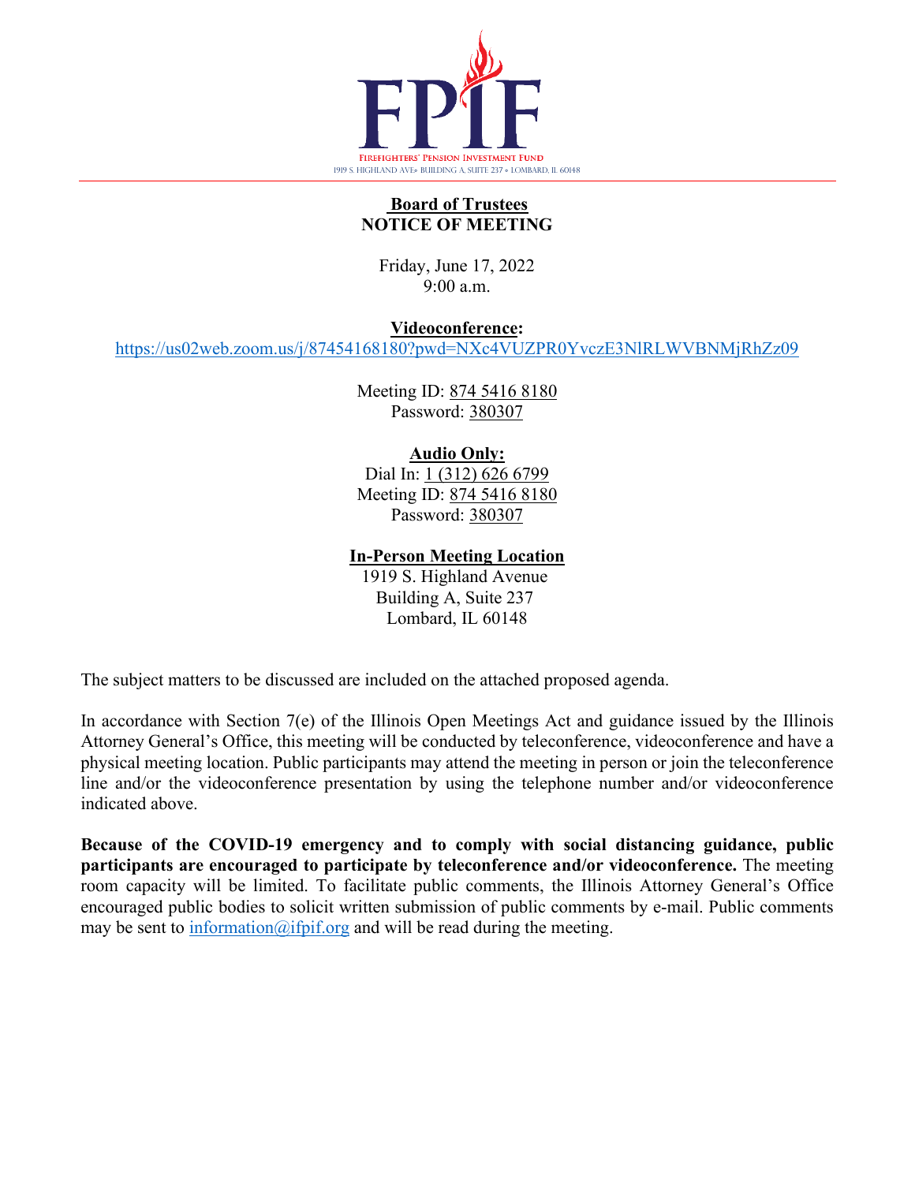FPIF

FIREFIGHTERS' PENSION INVESTMENT FUND
1919 S. HIGHLAND AVE• BUILDING A, SUITE 237 • LOMBARD, IL 60148

**Board of Trustees**
**NOTICE OF MEETING**

Friday, June 17, 2022
9:00 a.m.

**Videoconference:**
https://us02web.zoom.us/j/87454168180?pwd=NXc4VUZPR0YvczE3NlRLWVBNMjRhZz09

Meeting ID: 874 5416 8180
Password: 380307

**Audio Only:**
Dial In: 1 (312) 626 6799
Meeting ID: 874 5416 8180
Password: 380307

**In-Person Meeting Location**
1919 S. Highland Avenue
Building A, Suite 237
Lombard, IL 60148

The subject matters to be discussed are included on the attached proposed agenda.

In accordance with Section 7(e) of the Illinois Open Meetings Act and guidance issued by the Illinois Attorney General's Office, this meeting will be conducted by teleconference, videoconference and have a physical meeting location. Public participants may attend the meeting in person or join the teleconference line and/or the videoconference presentation by using the telephone number and/or videoconference indicated above.

**Because of the COVID-19 emergency and to comply with social distancing guidance, public participants are encouraged to participate by teleconference and/or videoconference.** The meeting room capacity will be limited. To facilitate public comments, the Illinois Attorney General's Office encouraged public bodies to solicit written submission of public comments by e-mail. Public comments may be sent to information@ifpif.org and will be read during the meeting.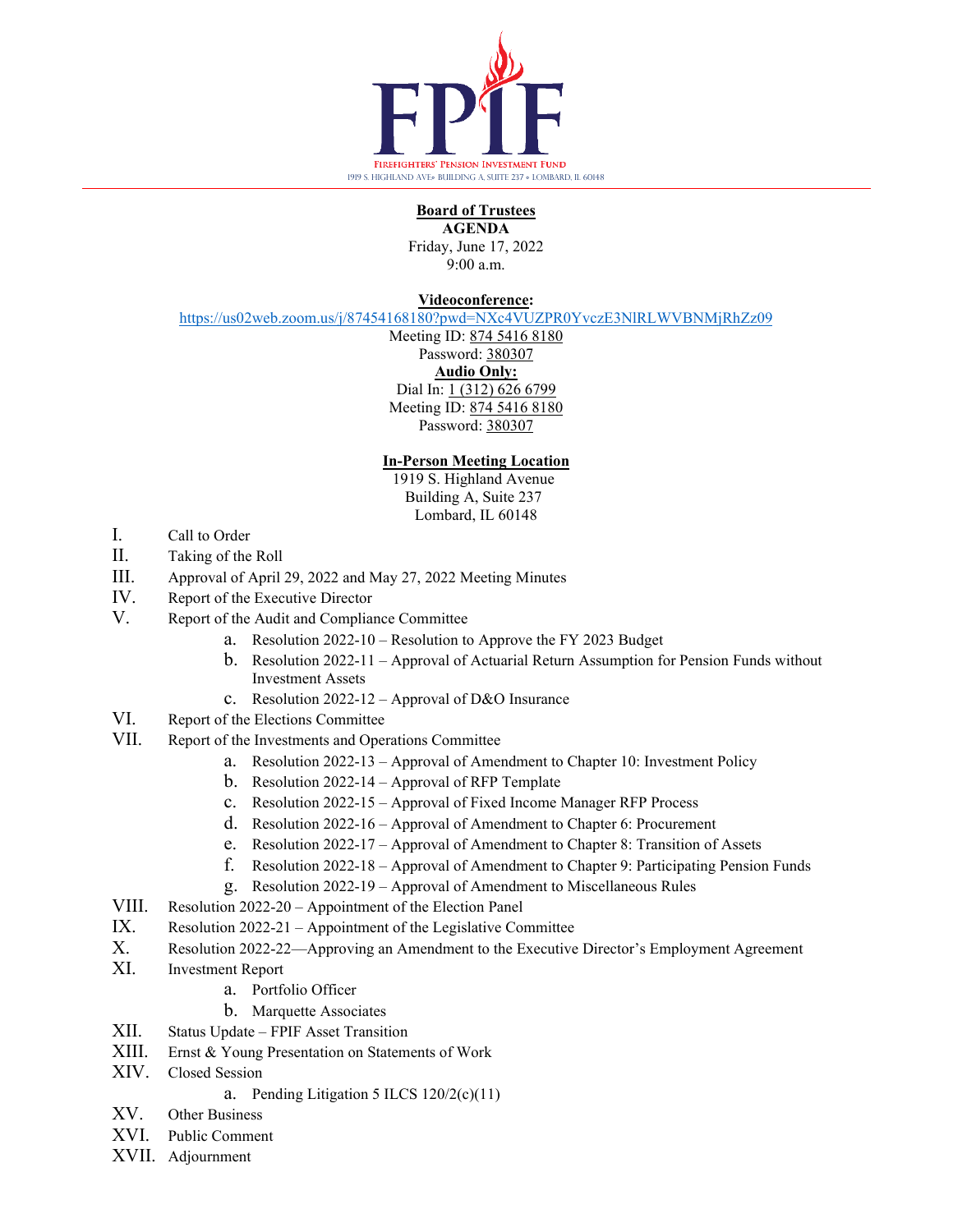**FPIF**

FIREFIGHTERS' PENSION INVESTMENT FUND
1919 S. HIGHLAND AVE• BUILDING A, SUITE 237 • LOMBARD, IL 60148

---

**Board of Trustees**
**AGENDA**
Friday, June 17, 2022
9:00 a.m.

**Videoconference:**
https://us02web.zoom.us/j/87454168180?pwd=NXc4VUZPR0YvczE3NlRLWVBNMjRhZz09
Meeting ID: 874 5416 8180
Password: 380307
**Audio Only:**
Dial In: 1 (312) 626 6799
Meeting ID: 874 5416 8180
Password: 380307

**In-Person Meeting Location**
1919 S. Highland Avenue
Building A, Suite 237
Lombard, IL 60148

I. Call to Order
II. Taking of the Roll
III. Approval of April 29, 2022 and May 27, 2022 Meeting Minutes
IV. Report of the Executive Director
V. Report of the Audit and Compliance Committee
   a. Resolution 2022-10 – Resolution to Approve the FY 2023 Budget
   b. Resolution 2022-11 – Approval of Actuarial Return Assumption for Pension Funds without Investment Assets
   c. Resolution 2022-12 – Approval of D&O Insurance
VI. Report of the Elections Committee
VII. Report of the Investments and Operations Committee
   a. Resolution 2022-13 – Approval of Amendment to Chapter 10: Investment Policy
   b. Resolution 2022-14 – Approval of RFP Template
   c. Resolution 2022-15 – Approval of Fixed Income Manager RFP Process
   d. Resolution 2022-16 – Approval of Amendment to Chapter 6: Procurement
   e. Resolution 2022-17 – Approval of Amendment to Chapter 8: Transition of Assets
   f. Resolution 2022-18 – Approval of Amendment to Chapter 9: Participating Pension Funds
   g. Resolution 2022-19 – Approval of Amendment to Miscellaneous Rules
VIII. Resolution 2022-20 – Appointment of the Election Panel
IX. Resolution 2022-21 – Appointment of the Legislative Committee
X. Resolution 2022-22—Approving an Amendment to the Executive Director's Employment Agreement
XI. Investment Report
   a. Portfolio Officer
   b. Marquette Associates
XII. Status Update – FPIF Asset Transition
XIII. Ernst & Young Presentation on Statements of Work
XIV. Closed Session
   a. Pending Litigation 5 ILCS 120/2(c)(11)
XV. Other Business
XVI. Public Comment
XVII. Adjournment